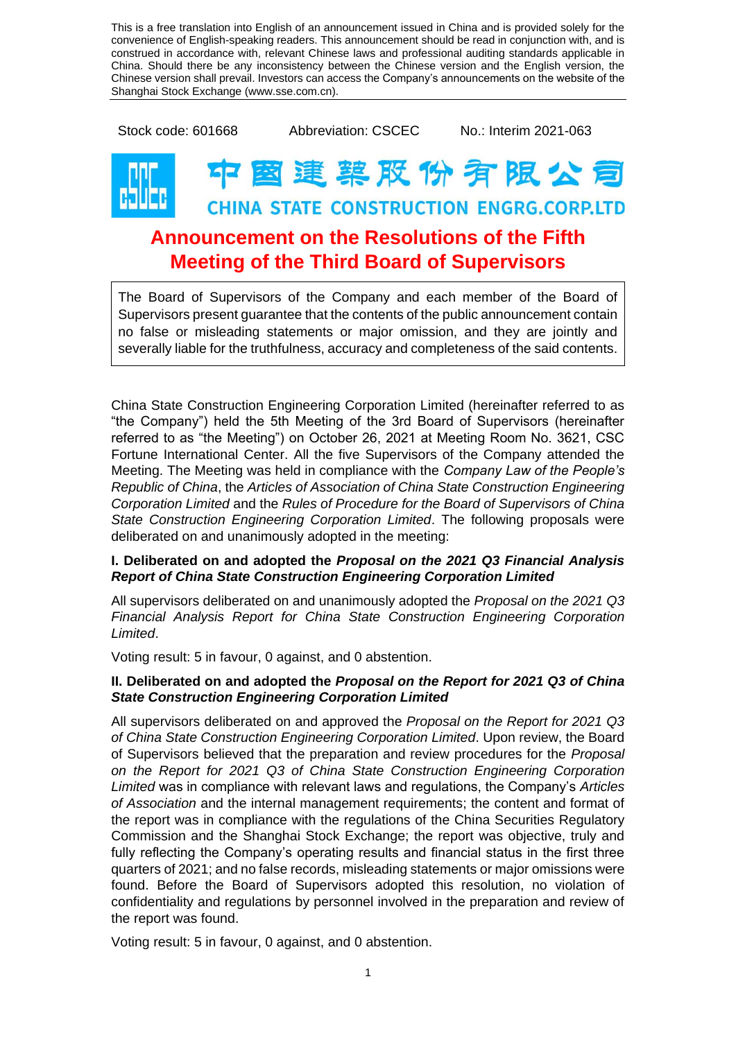This is a free translation into English of an announcement issued in China and is provided solely for the convenience of English-speaking readers. This announcement should be read in conjunction with, and is construed in accordance with, relevant Chinese laws and professional auditing standards applicable in China. Should there be any inconsistency between the Chinese version and the English version, the Chinese version shall prevail. Investors can access the Company's announcements on the website of the Shanghai Stock Exchange (www.sse.com.cn).

Stock code: 601668　　Abbreviation: CSCEC　　No.: Interim 2021-063

中国建筑股份有限公司

CHINA STATE CONSTRUCTION ENGRG.CORP.LTD

# Announcement on the Resolutions of the Fifth Meeting of the Third Board of Supervisors

The Board of Supervisors of the Company and each member of the Board of Supervisors present guarantee that the contents of the public announcement contain no false or misleading statements or major omission, and they are jointly and severally liable for the truthfulness, accuracy and completeness of the said contents.

China State Construction Engineering Corporation Limited (hereinafter referred to as "the Company") held the 5th Meeting of the 3rd Board of Supervisors (hereinafter referred to as "the Meeting") on October 26, 2021 at Meeting Room No. 3621, CSC Fortune International Center. All the five Supervisors of the Company attended the Meeting. The Meeting was held in compliance with the *Company Law of the People's Republic of China*, the *Articles of Association of China State Construction Engineering Corporation Limited* and the *Rules of Procedure for the Board of Supervisors of China State Construction Engineering Corporation Limited*. The following proposals were deliberated on and unanimously adopted in the meeting:

**I. Deliberated on and adopted the *Proposal on the 2021 Q3 Financial Analysis Report of China State Construction Engineering Corporation Limited***

All supervisors deliberated on and unanimously adopted the *Proposal on the 2021 Q3 Financial Analysis Report for China State Construction Engineering Corporation Limited*.

Voting result: 5 in favour, 0 against, and 0 abstention.

**II. Deliberated on and adopted the *Proposal on the Report for 2021 Q3 of China State Construction Engineering Corporation Limited***

All supervisors deliberated on and approved the *Proposal on the Report for 2021 Q3 of China State Construction Engineering Corporation Limited*. Upon review, the Board of Supervisors believed that the preparation and review procedures for the *Proposal on the Report for 2021 Q3 of China State Construction Engineering Corporation Limited* was in compliance with relevant laws and regulations, the Company's *Articles of Association* and the internal management requirements; the content and format of the report was in compliance with the regulations of the China Securities Regulatory Commission and the Shanghai Stock Exchange; the report was objective, truly and fully reflecting the Company's operating results and financial status in the first three quarters of 2021; and no false records, misleading statements or major omissions were found. Before the Board of Supervisors adopted this resolution, no violation of confidentiality and regulations by personnel involved in the preparation and review of the report was found.

Voting result: 5 in favour, 0 against, and 0 abstention.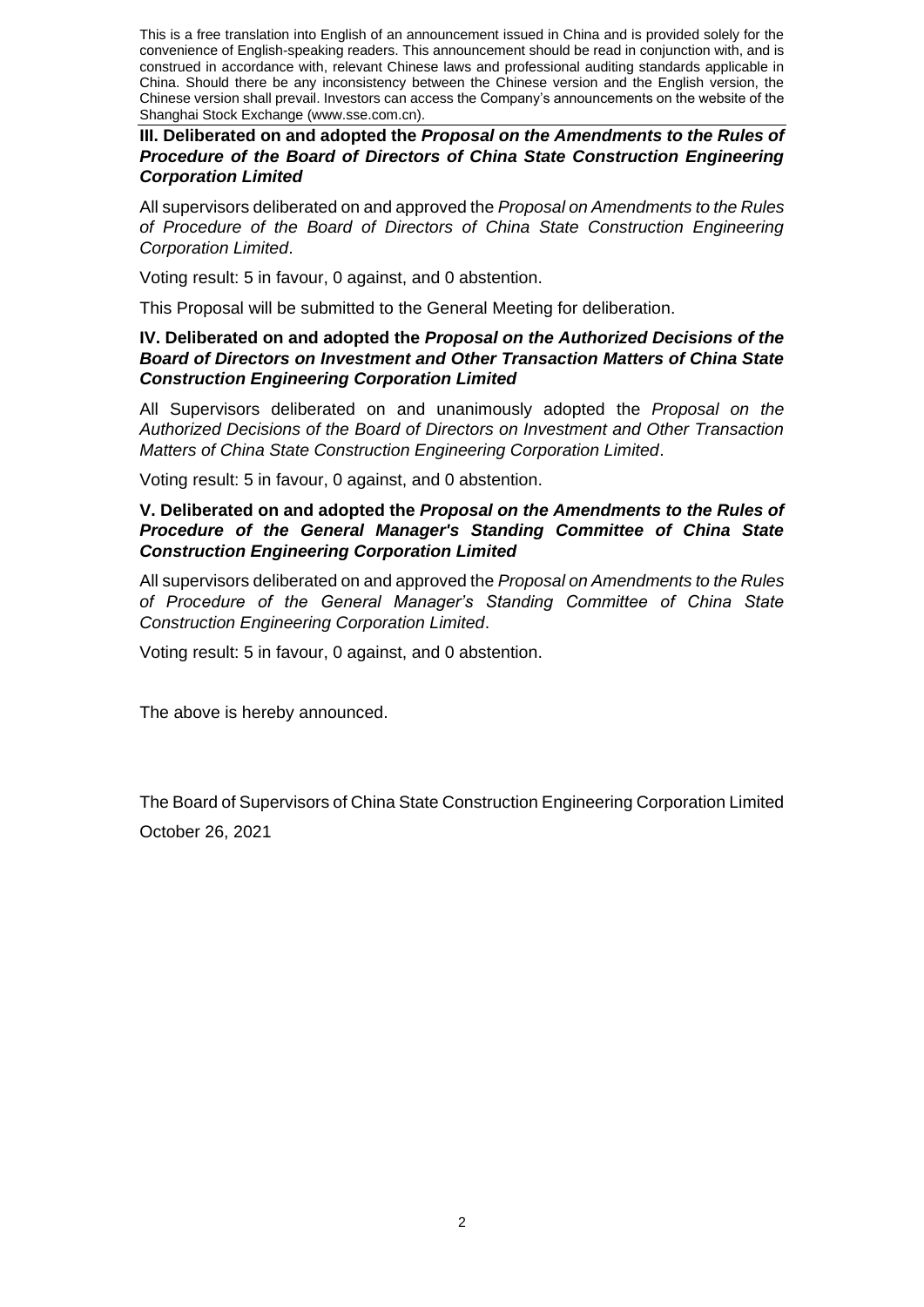This is a free translation into English of an announcement issued in China and is provided solely for the convenience of English-speaking readers. This announcement should be read in conjunction with, and is construed in accordance with, relevant Chinese laws and professional auditing standards applicable in China. Should there be any inconsistency between the Chinese version and the English version, the Chinese version shall prevail. Investors can access the Company's announcements on the website of the Shanghai Stock Exchange (www.sse.com.cn).

**III. Deliberated on and adopted the *Proposal on the Amendments to the Rules of Procedure of the Board of Directors of China State Construction Engineering Corporation Limited***

All supervisors deliberated on and approved the *Proposal on Amendments to the Rules of Procedure of the Board of Directors of China State Construction Engineering Corporation Limited*.

Voting result: 5 in favour, 0 against, and 0 abstention.

This Proposal will be submitted to the General Meeting for deliberation.

**IV. Deliberated on and adopted the *Proposal on the Authorized Decisions of the Board of Directors on Investment and Other Transaction Matters of China State Construction Engineering Corporation Limited***

All Supervisors deliberated on and unanimously adopted the *Proposal on the Authorized Decisions of the Board of Directors on Investment and Other Transaction Matters of China State Construction Engineering Corporation Limited*.

Voting result: 5 in favour, 0 against, and 0 abstention.

**V. Deliberated on and adopted the *Proposal on the Amendments to the Rules of Procedure of the General Manager's Standing Committee of China State Construction Engineering Corporation Limited***

All supervisors deliberated on and approved the *Proposal on Amendments to the Rules of Procedure of the General Manager's Standing Committee of China State Construction Engineering Corporation Limited*.

Voting result: 5 in favour, 0 against, and 0 abstention.

The above is hereby announced.

The Board of Supervisors of China State Construction Engineering Corporation Limited

October 26, 2021